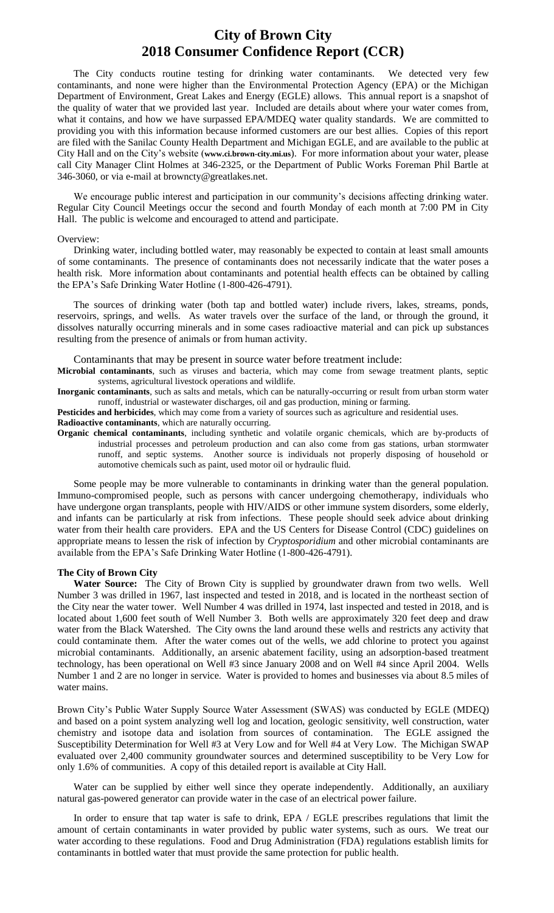# City of Brown City
# 2018 Consumer Confidence Report (CCR)

The City conducts routine testing for drinking water contaminants. We detected very few contaminants, and none were higher than the Environmental Protection Agency (EPA) or the Michigan Department of Environment, Great Lakes and Energy (EGLE) allows. This annual report is a snapshot of the quality of water that we provided last year. Included are details about where your water comes from, what it contains, and how we have surpassed EPA/MDEQ water quality standards. We are committed to providing you with this information because informed customers are our best allies. Copies of this report are filed with the Sanilac County Health Department and Michigan EGLE, and are available to the public at City Hall and on the City's website (**www.ci.brown-city.mi.us**). For more information about your water, please call City Manager Clint Holmes at 346-2325, or the Department of Public Works Foreman Phil Bartle at 346-3060, or via e-mail at browncty@greatlakes.net.

We encourage public interest and participation in our community's decisions affecting drinking water. Regular City Council Meetings occur the second and fourth Monday of each month at 7:00 PM in City Hall. The public is welcome and encouraged to attend and participate.

Overview:

Drinking water, including bottled water, may reasonably be expected to contain at least small amounts of some contaminants. The presence of contaminants does not necessarily indicate that the water poses a health risk. More information about contaminants and potential health effects can be obtained by calling the EPA's Safe Drinking Water Hotline (1-800-426-4791).

The sources of drinking water (both tap and bottled water) include rivers, lakes, streams, ponds, reservoirs, springs, and wells. As water travels over the surface of the land, or through the ground, it dissolves naturally occurring minerals and in some cases radioactive material and can pick up substances resulting from the presence of animals or from human activity.

Contaminants that may be present in source water before treatment include:

**Microbial contaminants**, such as viruses and bacteria, which may come from sewage treatment plants, septic systems, agricultural livestock operations and wildlife.

**Inorganic contaminants**, such as salts and metals, which can be naturally-occurring or result from urban storm water runoff, industrial or wastewater discharges, oil and gas production, mining or farming.

**Pesticides and herbicides**, which may come from a variety of sources such as agriculture and residential uses.

**Radioactive contaminants**, which are naturally occurring.

**Organic chemical contaminants**, including synthetic and volatile organic chemicals, which are by-products of industrial processes and petroleum production and can also come from gas stations, urban stormwater runoff, and septic systems. Another source is individuals not properly disposing of household or automotive chemicals such as paint, used motor oil or hydraulic fluid.

Some people may be more vulnerable to contaminants in drinking water than the general population. Immuno-compromised people, such as persons with cancer undergoing chemotherapy, individuals who have undergone organ transplants, people with HIV/AIDS or other immune system disorders, some elderly, and infants can be particularly at risk from infections. These people should seek advice about drinking water from their health care providers. EPA and the US Centers for Disease Control (CDC) guidelines on appropriate means to lessen the risk of infection by *Cryptosporidium* and other microbial contaminants are available from the EPA's Safe Drinking Water Hotline (1-800-426-4791).

**The City of Brown City**

**Water Source:** The City of Brown City is supplied by groundwater drawn from two wells. Well Number 3 was drilled in 1967, last inspected and tested in 2018, and is located in the northeast section of the City near the water tower. Well Number 4 was drilled in 1974, last inspected and tested in 2018, and is located about 1,600 feet south of Well Number 3. Both wells are approximately 320 feet deep and draw water from the Black Watershed. The City owns the land around these wells and restricts any activity that could contaminate them. After the water comes out of the wells, we add chlorine to protect you against microbial contaminants. Additionally, an arsenic abatement facility, using an adsorption-based treatment technology, has been operational on Well #3 since January 2008 and on Well #4 since April 2004. Wells Number 1 and 2 are no longer in service. Water is provided to homes and businesses via about 8.5 miles of water mains.

Brown City's Public Water Supply Source Water Assessment (SWAS) was conducted by EGLE (MDEQ) and based on a point system analyzing well log and location, geologic sensitivity, well construction, water chemistry and isotope data and isolation from sources of contamination. The EGLE assigned the Susceptibility Determination for Well #3 at Very Low and for Well #4 at Very Low. The Michigan SWAP evaluated over 2,400 community groundwater sources and determined susceptibility to be Very Low for only 1.6% of communities. A copy of this detailed report is available at City Hall.

Water can be supplied by either well since they operate independently. Additionally, an auxiliary natural gas-powered generator can provide water in the case of an electrical power failure.

In order to ensure that tap water is safe to drink, EPA / EGLE prescribes regulations that limit the amount of certain contaminants in water provided by public water systems, such as ours. We treat our water according to these regulations. Food and Drug Administration (FDA) regulations establish limits for contaminants in bottled water that must provide the same protection for public health.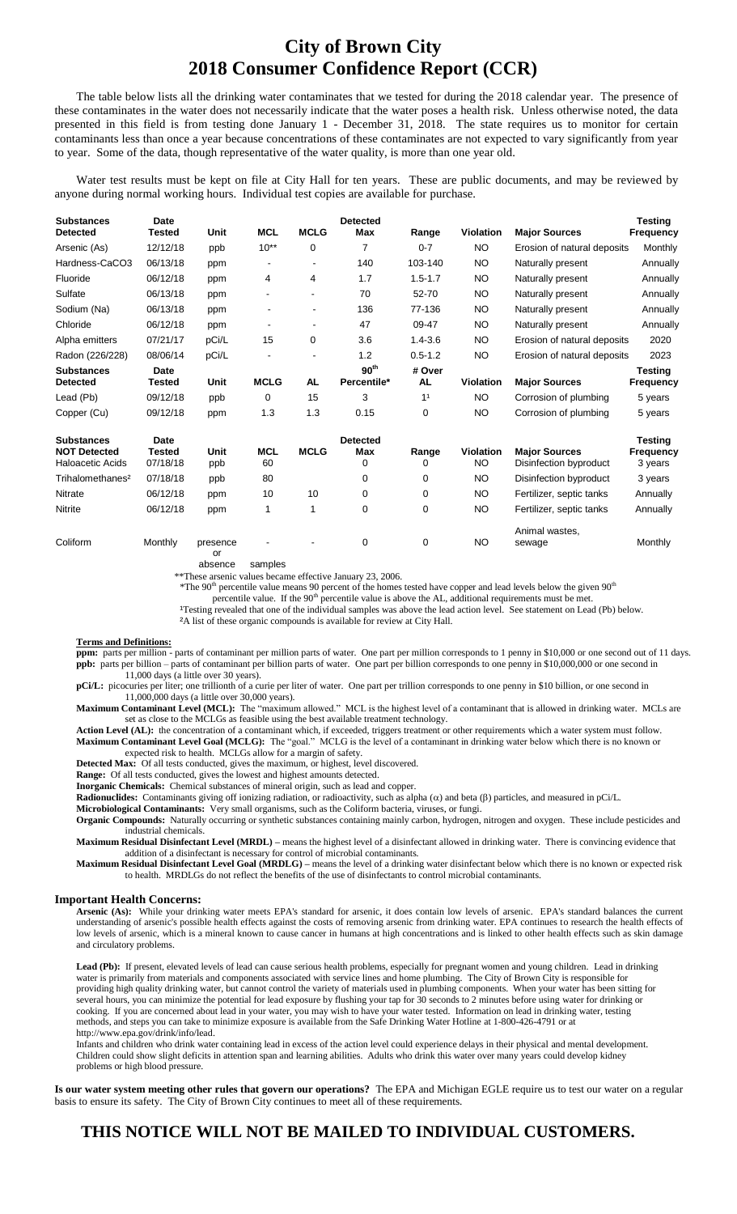# City of Brown City
# 2018 Consumer Confidence Report (CCR)

The table below lists all the drinking water contaminates that we tested for during the 2018 calendar year. The presence of these contaminates in the water does not necessarily indicate that the water poses a health risk. Unless otherwise noted, the data presented in this field is from testing done January 1 - December 31, 2018. The state requires us to monitor for certain contaminants less than once a year because concentrations of these contaminates are not expected to vary significantly from year to year. Some of the data, though representative of the water quality, is more than one year old.

Water test results must be kept on file at City Hall for ten years. These are public documents, and may be reviewed by anyone during normal working hours. Individual test copies are available for purchase.

| Substances Detected | Date Tested | Unit | MCL | MCLG | Detected Max | Range | Violation | Major Sources | Testing Frequency |
|---|---|---|---|---|---|---|---|---|---|
| Arsenic (As) | 12/12/18 | ppb | 10** | 0 | 7 | 0-7 | NO | Erosion of natural deposits | Monthly |
| Hardness-CaCO3 | 06/13/18 | ppm | - | - | 140 | 103-140 | NO | Naturally present | Annually |
| Fluoride | 06/12/18 | ppm | 4 | 4 | 1.7 | 1.5-1.7 | NO | Naturally present | Annually |
| Sulfate | 06/13/18 | ppm | - | - | 70 | 52-70 | NO | Naturally present | Annually |
| Sodium (Na) | 06/13/18 | ppm | - | - | 136 | 77-136 | NO | Naturally present | Annually |
| Chloride | 06/12/18 | ppm | - | - | 47 | 09-47 | NO | Naturally present | Annually |
| Alpha emitters | 07/21/17 | pCi/L | 15 | 0 | 3.6 | 1.4-3.6 | NO | Erosion of natural deposits | 2020 |
| Radon (226/228) | 08/06/14 | pCi/L | - | - | 1.2 | 0.5-1.2 | NO | Erosion of natural deposits | 2023 |
| **Substances Detected** | **Date Tested** | **Unit** | **MCLG** | **AL** | **90th Percentile*** | **# Over AL** | **Violation** | **Major Sources** | **Testing Frequency** |
| Lead (Pb) | 09/12/18 | ppb | 0 | 15 | 3 | 1[1] | NO | Corrosion of plumbing | 5 years |
| Copper (Cu) | 09/12/18 | ppm | 1.3 | 1.3 | 0.15 | 0 | NO | Corrosion of plumbing | 5 years |
| **Substances NOT Detected** | **Date Tested** | **Unit** | **MCL** | **MCLG** | **Detected Max** | **Range** | **Violation** | **Major Sources** | **Testing Frequency** |
| Haloacetic Acids | 07/18/18 | ppb | 60 | | 0 | 0 | NO | Disinfection byproduct | 3 years |
| Trihalomethanes[2] | 07/18/18 | ppb | 80 | | 0 | 0 | NO | Disinfection byproduct | 3 years |
| Nitrate | 06/12/18 | ppm | 10 | 10 | 0 | 0 | NO | Fertilizer, septic tanks | Annually |
| Nitrite | 06/12/18 | ppm | 1 | 1 | 0 | 0 | NO | Fertilizer, septic tanks | Annually |
| Coliform | Monthly | presence or absence samples | - | - | 0 | 0 | NO | Animal wastes, sewage | Monthly |

**These arsenic values became effective January 23, 2006.

*The 90th percentile value means 90 percent of the homes tested have copper and lead levels below the given 90th percentile value. If the 90th percentile value is above the AL, additional requirements must be met.

[1]Testing revealed that one of the individual samples was above the lead action level. See statement on Lead (Pb) below.

[2]A list of these organic compounds is available for review at City Hall.

**Terms and Definitions:**

**ppm:** parts per million - parts of contaminant per million parts of water. One part per million corresponds to 1 penny in $10,000 or one second out of 11 days.

**ppb:** parts per billion – parts of contaminant per billion parts of water. One part per billion corresponds to one penny in $10,000,000 or one second in 11,000 days (a little over 30 years).

**pCi/L:** picocuries per liter; one trillionth of a curie per liter of water. One part per trillion corresponds to one penny in $10 billion, or one second in 11,000,000 days (a little over 30,000 years).

**Maximum Contaminant Level (MCL):** The "maximum allowed." MCL is the highest level of a contaminant that is allowed in drinking water. MCLs are set as close to the MCLGs as feasible using the best available treatment technology.

**Action Level (AL):** the concentration of a contaminant which, if exceeded, triggers treatment or other requirements which a water system must follow.

**Maximum Contaminant Level Goal (MCLG):** The "goal." MCLG is the level of a contaminant in drinking water below which there is no known or expected risk to health. MCLGs allow for a margin of safety.

**Detected Max:** Of all tests conducted, gives the maximum, or highest, level discovered.

**Range:** Of all tests conducted, gives the lowest and highest amounts detected.

**Inorganic Chemicals:** Chemical substances of mineral origin, such as lead and copper.

**Radionuclides:** Contaminants giving off ionizing radiation, or radioactivity, such as alpha ($\alpha$) and beta ($\beta$) particles, and measured in pCi/L.

**Microbiological Contaminants:** Very small organisms, such as the Coliform bacteria, viruses, or fungi.

**Organic Compounds:** Naturally occurring or synthetic substances containing mainly carbon, hydrogen, nitrogen and oxygen. These include pesticides and industrial chemicals.

**Maximum Residual Disinfectant Level (MRDL)** – means the highest level of a disinfectant allowed in drinking water. There is convincing evidence that addition of a disinfectant is necessary for control of microbial contaminants.

**Maximum Residual Disinfectant Level Goal (MRDLG)** – means the level of a drinking water disinfectant below which there is no known or expected risk to health. MRDLGs do not reflect the benefits of the use of disinfectants to control microbial contaminants.

**Important Health Concerns:**

**Arsenic (As):** While your drinking water meets EPA's standard for arsenic, it does contain low levels of arsenic. EPA's standard balances the current understanding of arsenic's possible health effects against the costs of removing arsenic from drinking water. EPA continues to research the health effects of low levels of arsenic, which is a mineral known to cause cancer in humans at high concentrations and is linked to other health effects such as skin damage and circulatory problems.

**Lead (Pb):** If present, elevated levels of lead can cause serious health problems, especially for pregnant women and young children. Lead in drinking water is primarily from materials and components associated with service lines and home plumbing. The City of Brown City is responsible for providing high quality drinking water, but cannot control the variety of materials used in plumbing components. When your water has been sitting for several hours, you can minimize the potential for lead exposure by flushing your tap for 30 seconds to 2 minutes before using water for drinking or cooking. If you are concerned about lead in your water, you may wish to have your water tested. Information on lead in drinking water, testing methods, and steps you can take to minimize exposure is available from the Safe Drinking Water Hotline at 1-800-426-4791 or at http://www.epa.gov/drink/info/lead.

Infants and children who drink water containing lead in excess of the action level could experience delays in their physical and mental development. Children could show slight deficits in attention span and learning abilities. Adults who drink this water over many years could develop kidney problems or high blood pressure.

**Is our water system meeting other rules that govern our operations?** The EPA and Michigan EGLE require us to test our water on a regular basis to ensure its safety. The City of Brown City continues to meet all of these requirements.

## THIS NOTICE WILL NOT BE MAILED TO INDIVIDUAL CUSTOMERS.